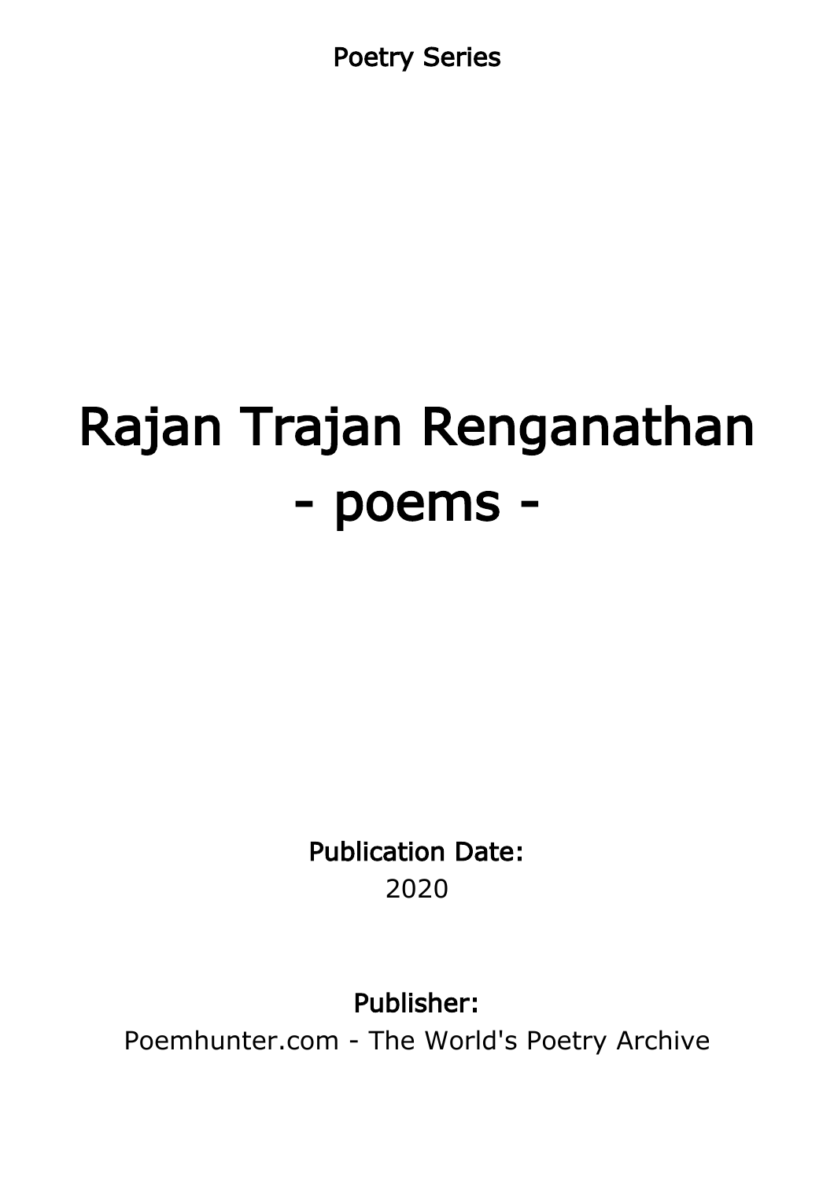Poetry Series

# Rajan Trajan Renganathan
# - poems -

**Publication Date:**
2020

**Publisher:**
Poemhunter.com - The World's Poetry Archive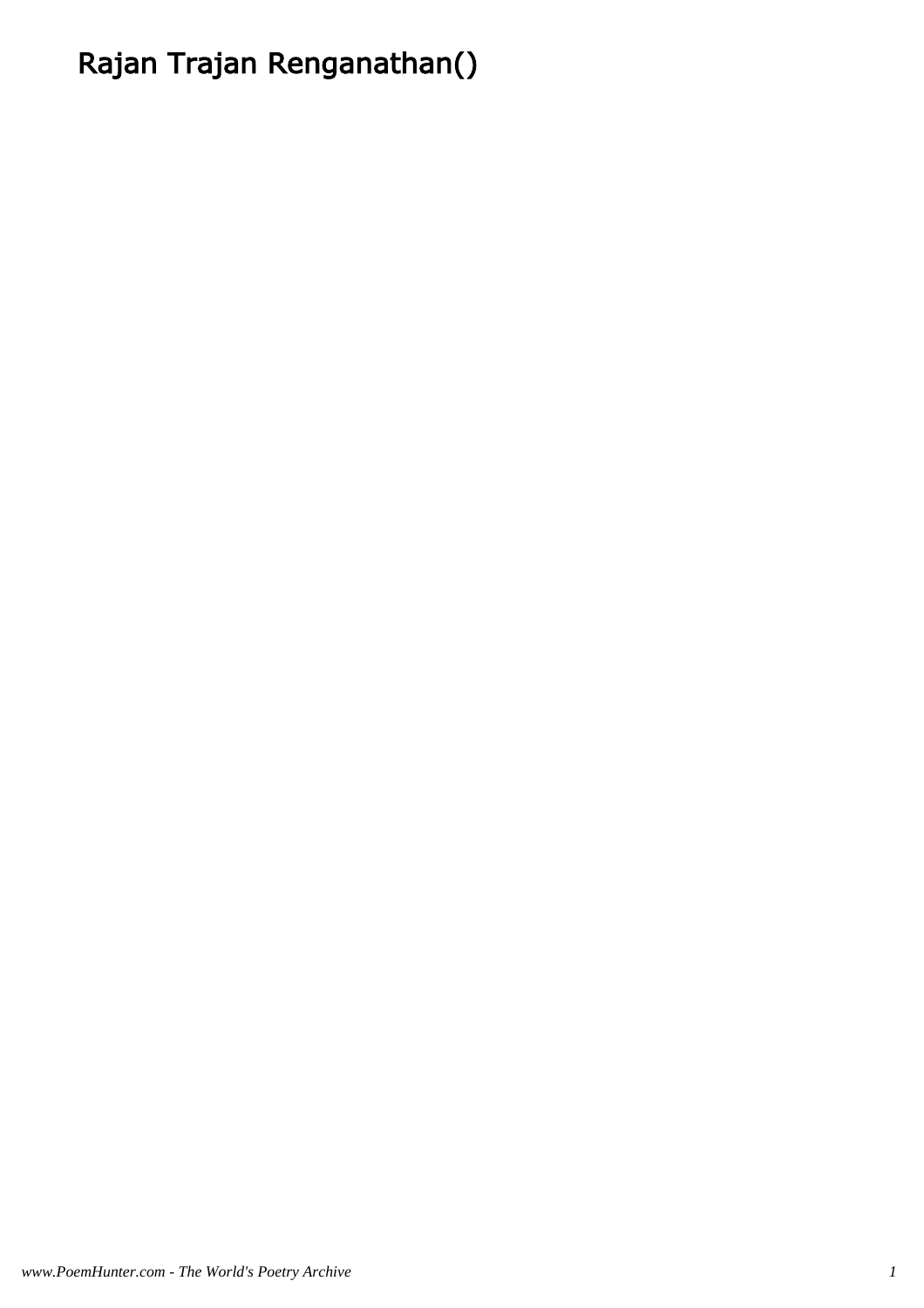# Rajan Trajan Renganathan()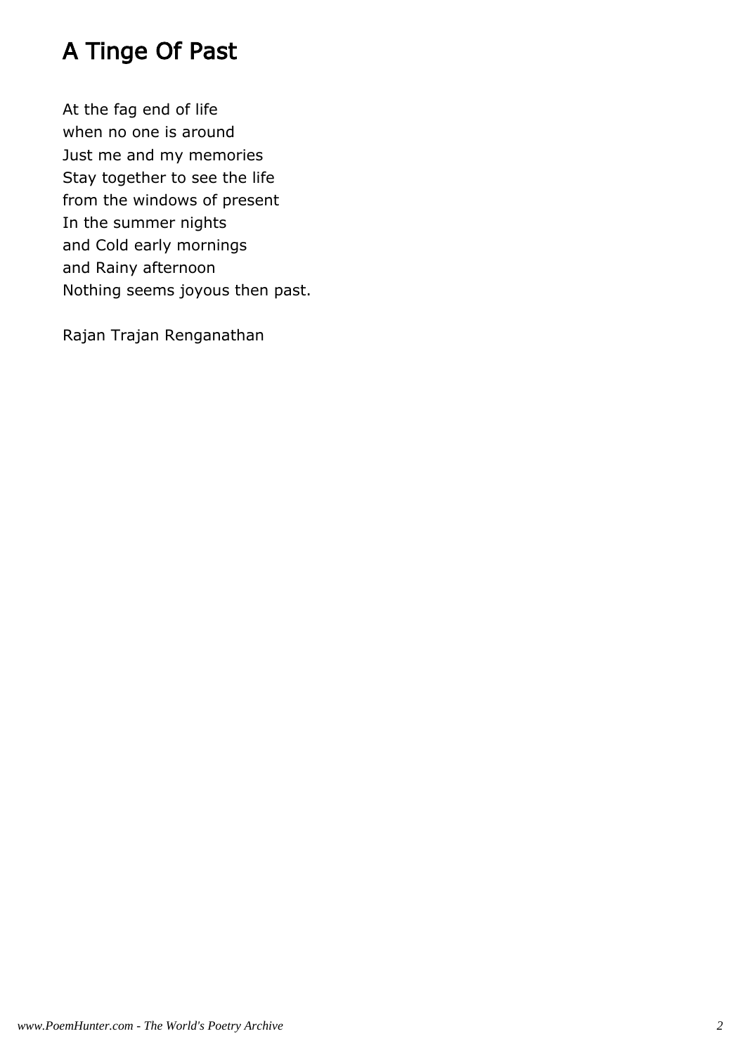# A Tinge Of Past

At the fag end of life  
when no one is around  
Just me and my memories  
Stay together to see the life  
from the windows of present  
In the summer nights  
and Cold early mornings  
and Rainy afternoon  
Nothing seems joyous then past.

Rajan Trajan Renganathan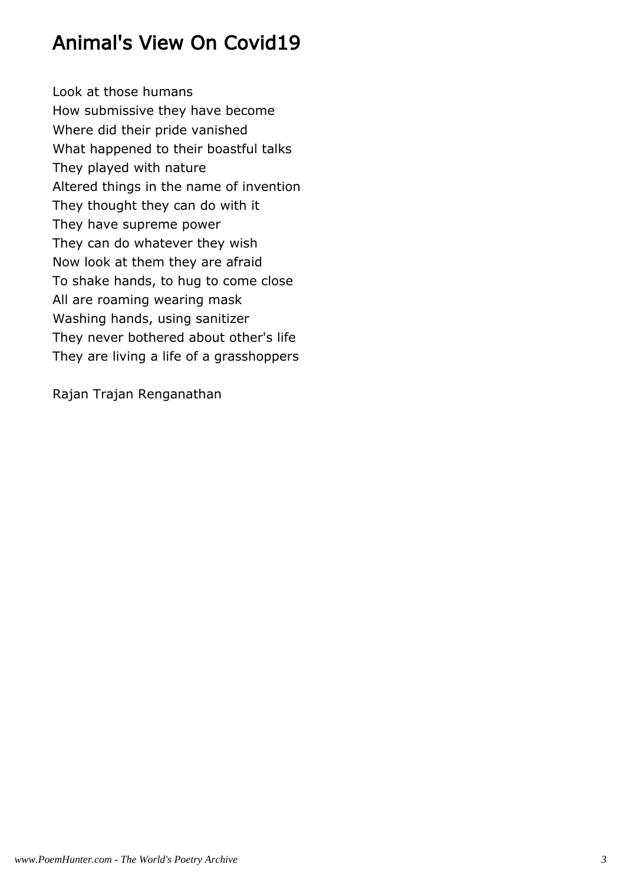# Animal's View On Covid19

Look at those humans  
How submissive they have become  
Where did their pride vanished  
What happened to their boastful talks  
They played with nature  
Altered things in the name of invention  
They thought they can do with it  
They have supreme power  
They can do whatever they wish  
Now look at them they are afraid  
To shake hands, to hug to come close  
All are roaming wearing mask  
Washing hands, using sanitizer  
They never bothered about other's life  
They are living a life of a grasshoppers

Rajan Trajan Renganathan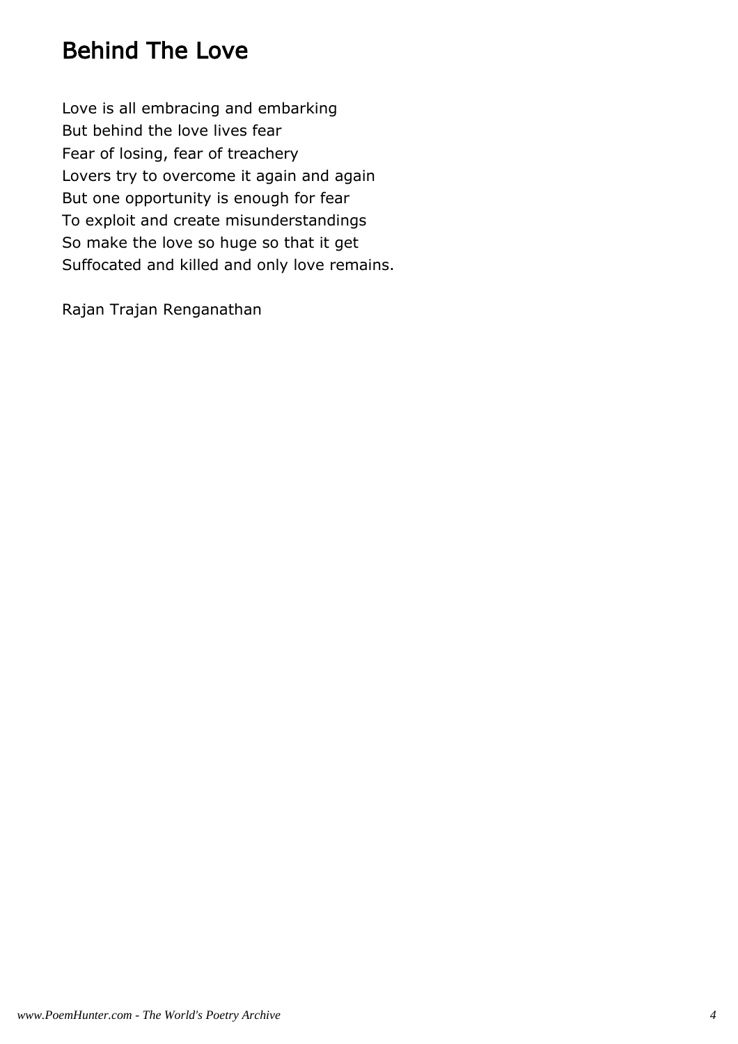# Behind The Love

Love is all embracing and embarking  
But behind the love lives fear  
Fear of losing, fear of treachery  
Lovers try to overcome it again and again  
But one opportunity is enough for fear  
To exploit and create misunderstandings  
So make the love so huge so that it get  
Suffocated and killed and only love remains.

Rajan Trajan Renganathan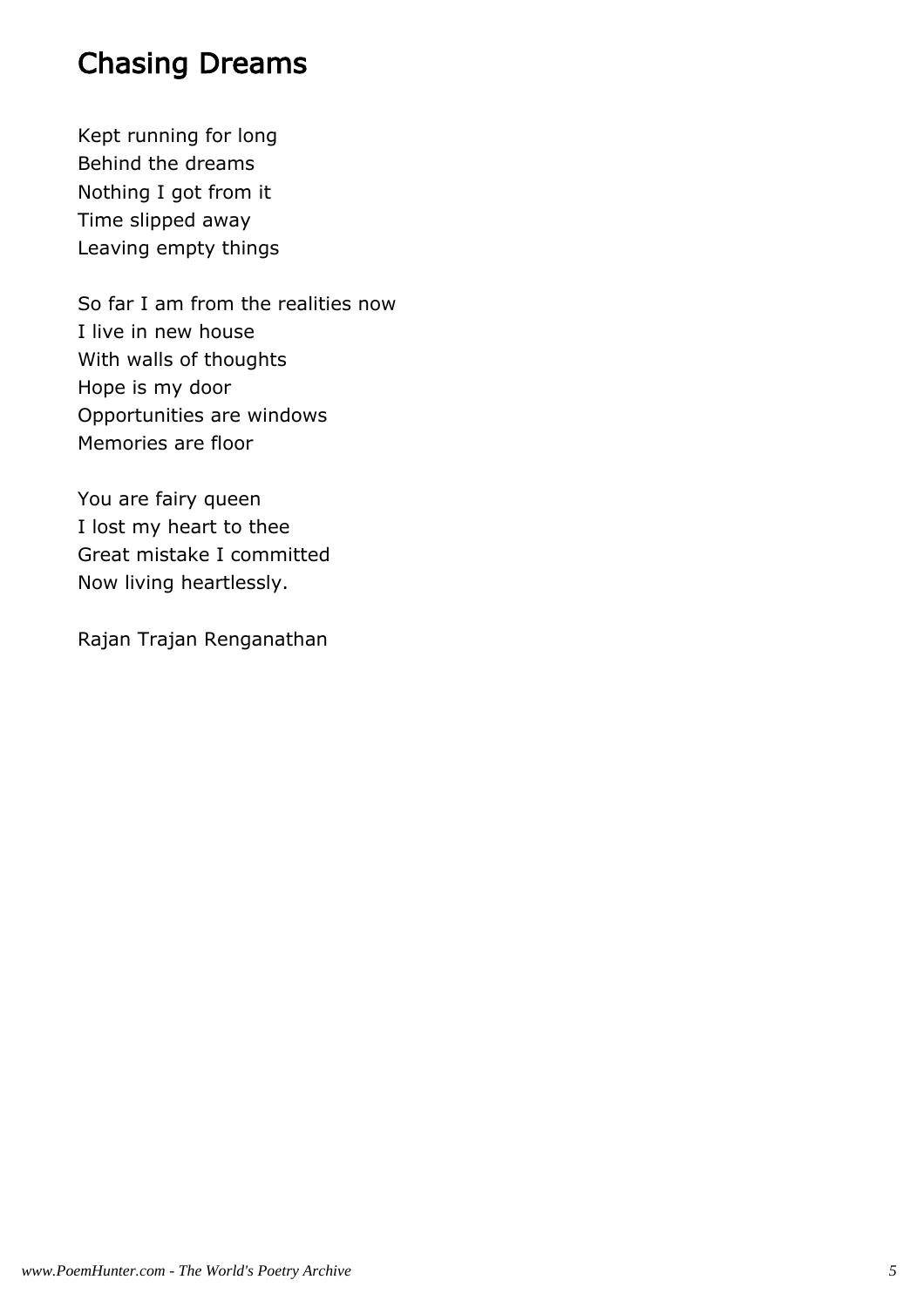# Chasing Dreams

Kept running for long
Behind the dreams
Nothing I got from it
Time slipped away
Leaving empty things

So far I am from the realities now
I live in new house
With walls of thoughts
Hope is my door
Opportunities are windows
Memories are floor

You are fairy queen
I lost my heart to thee
Great mistake I committed
Now living heartlessly.

Rajan Trajan Renganathan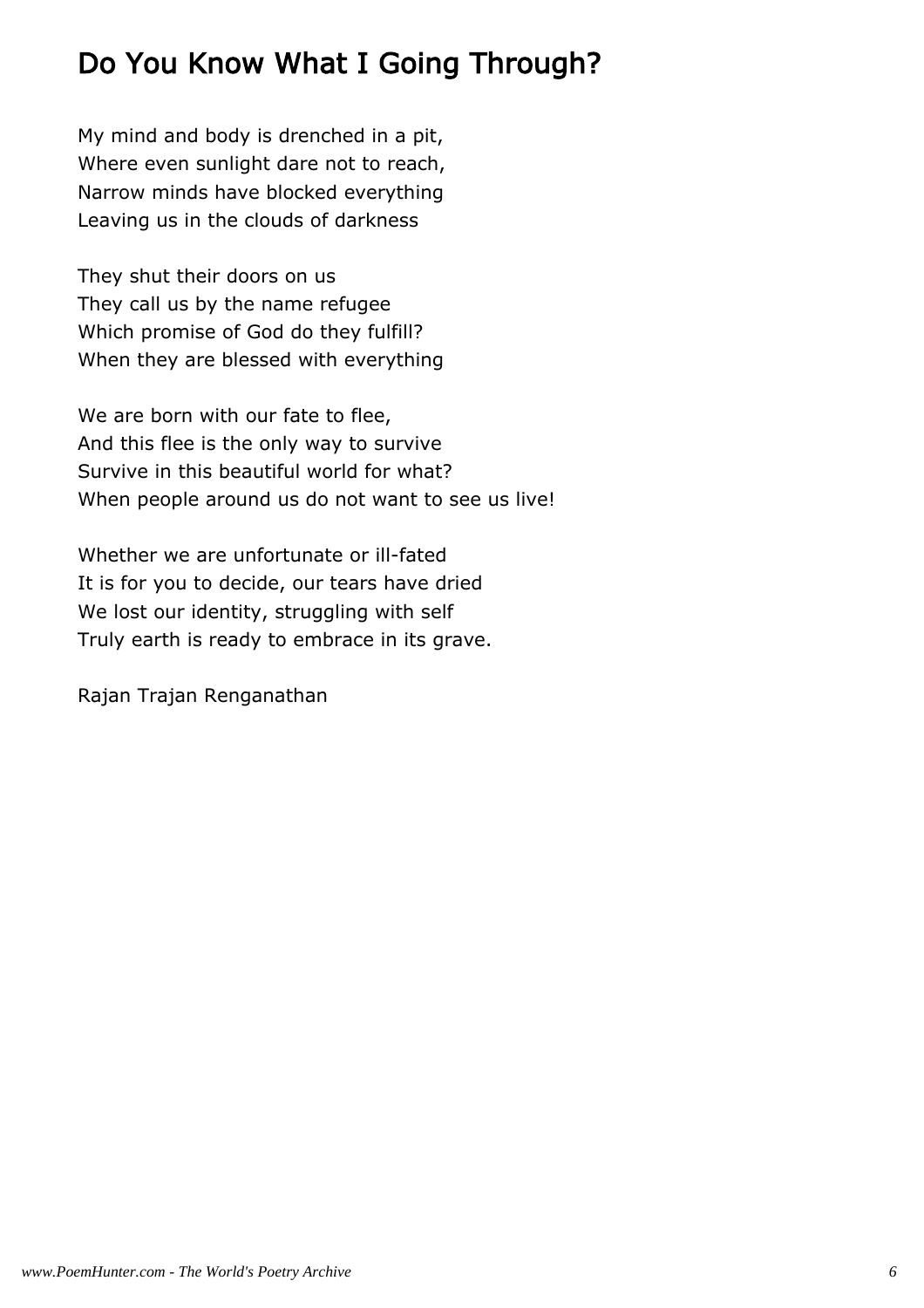## Do You Know What I Going Through?

My mind and body is drenched in a pit,
Where even sunlight dare not to reach,
Narrow minds have blocked everything
Leaving us in the clouds of darkness

They shut their doors on us
They call us by the name refugee
Which promise of God do they fulfill?
When they are blessed with everything

We are born with our fate to flee,
And this flee is the only way to survive
Survive in this beautiful world for what?
When people around us do not want to see us live!

Whether we are unfortunate or ill-fated
It is for you to decide, our tears have dried
We lost our identity, struggling with self
Truly earth is ready to embrace in its grave.

Rajan Trajan Renganathan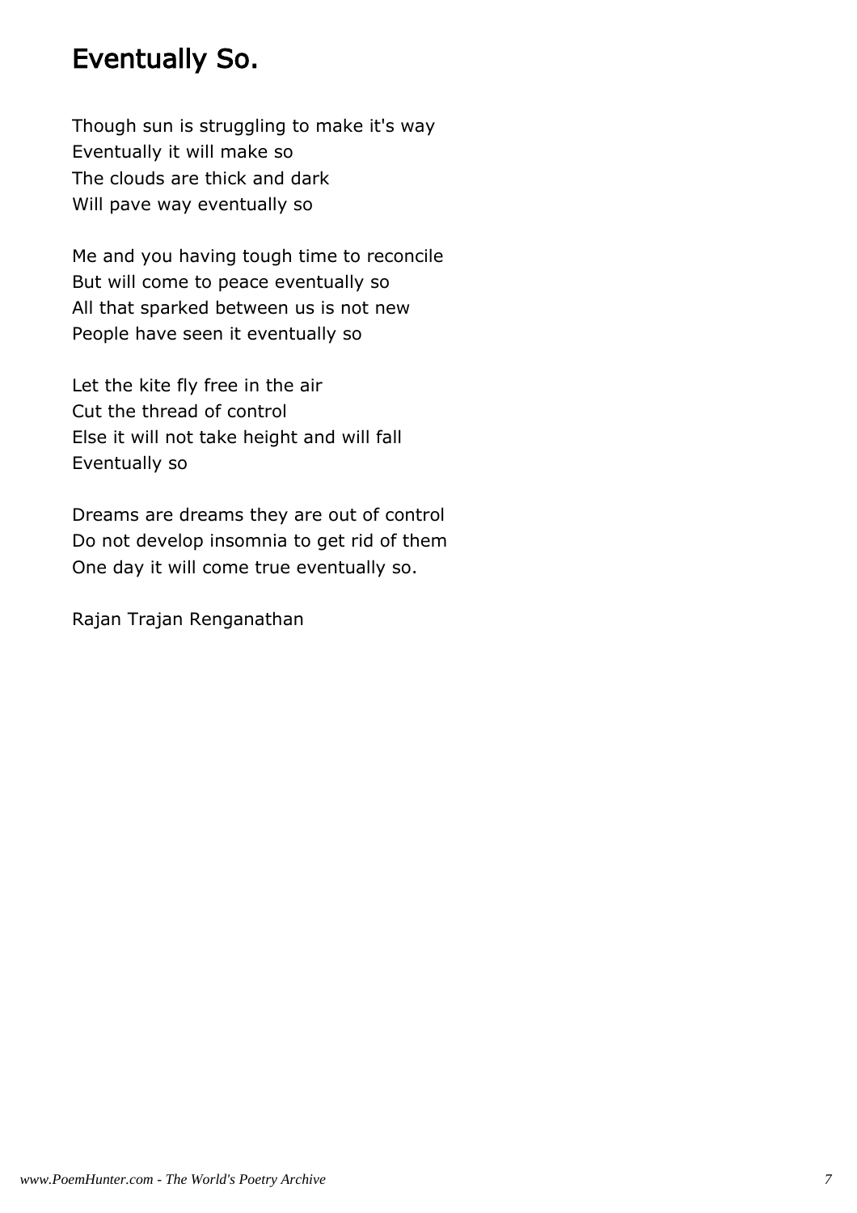# Eventually So.

Though sun is struggling to make it's way
Eventually it will make so
The clouds are thick and dark
Will pave way eventually so

Me and you having tough time to reconcile
But will come to peace eventually so
All that sparked between us is not new
People have seen it eventually so

Let the kite fly free in the air
Cut the thread of control
Else it will not take height and will fall
Eventually so

Dreams are dreams they are out of control
Do not develop insomnia to get rid of them
One day it will come true eventually so.

Rajan Trajan Renganathan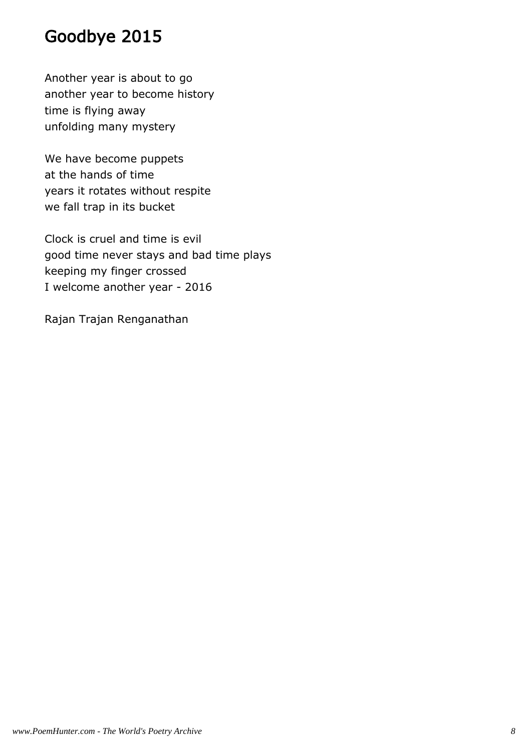# Goodbye 2015

Another year is about to go
another year to become history
time is flying away
unfolding many mystery

We have become puppets
at the hands of time
years it rotates without respite
we fall trap in its bucket

Clock is cruel and time is evil
good time never stays and bad time plays
keeping my finger crossed
I welcome another year - 2016

Rajan Trajan Renganathan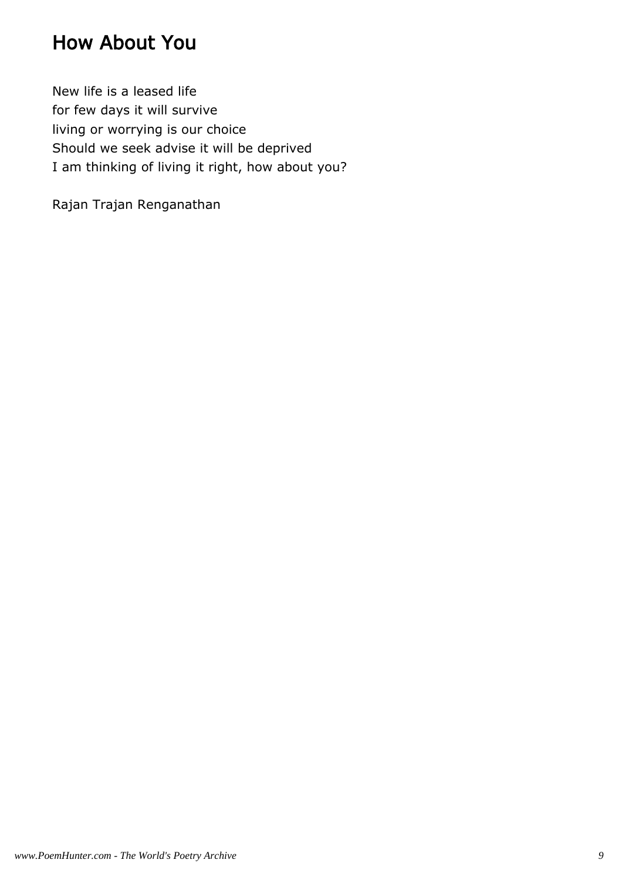# How About You

New life is a leased life
for few days it will survive
living or worrying is our choice
Should we seek advise it will be deprived
I am thinking of living it right, how about you?

Rajan Trajan Renganathan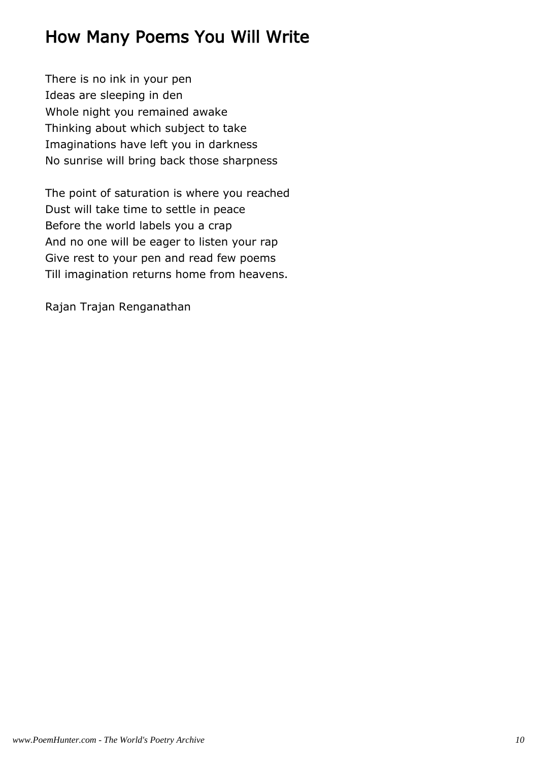# How Many Poems You Will Write

There is no ink in your pen  
Ideas are sleeping in den  
Whole night you remained awake  
Thinking about which subject to take  
Imaginations have left you in darkness  
No sunrise will bring back those sharpness

The point of saturation is where you reached  
Dust will take time to settle in peace  
Before the world labels you a crap  
And no one will be eager to listen your rap  
Give rest to your pen and read few poems  
Till imagination returns home from heavens.

Rajan Trajan Renganathan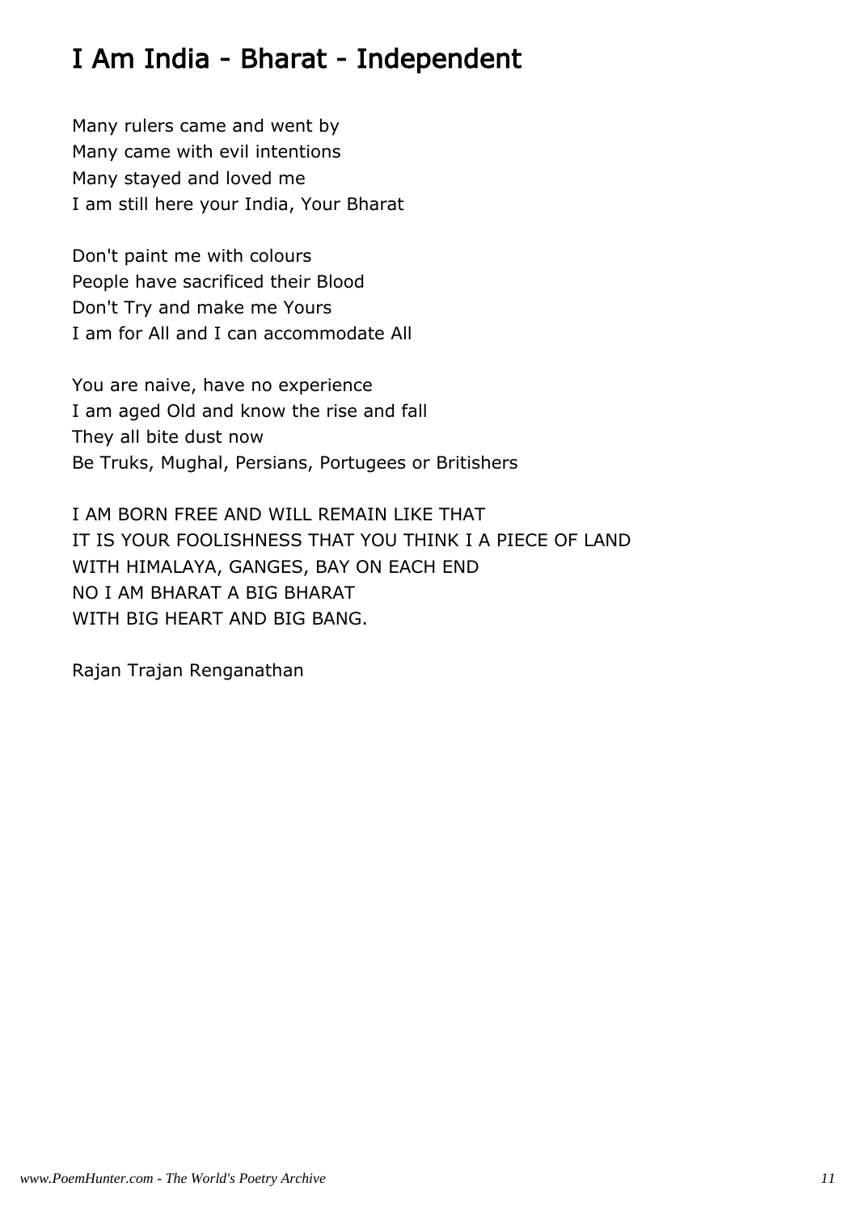# I Am India - Bharat - Independent

Many rulers came and went by  
Many came with evil intentions  
Many stayed and loved me  
I am still here your India, Your Bharat

Don't paint me with colours  
People have sacrificed their Blood  
Don't Try and make me Yours  
I am for All and I can accommodate All

You are naive, have no experience  
I am aged Old and know the rise and fall  
They all bite dust now  
Be Truks, Mughal, Persians, Portugees or Britishers

I AM BORN FREE AND WILL REMAIN LIKE THAT  
IT IS YOUR FOOLISHNESS THAT YOU THINK I A PIECE OF LAND  
WITH HIMALAYA, GANGES, BAY ON EACH END  
NO I AM BHARAT A BIG BHARAT  
WITH BIG HEART AND BIG BANG.

Rajan Trajan Renganathan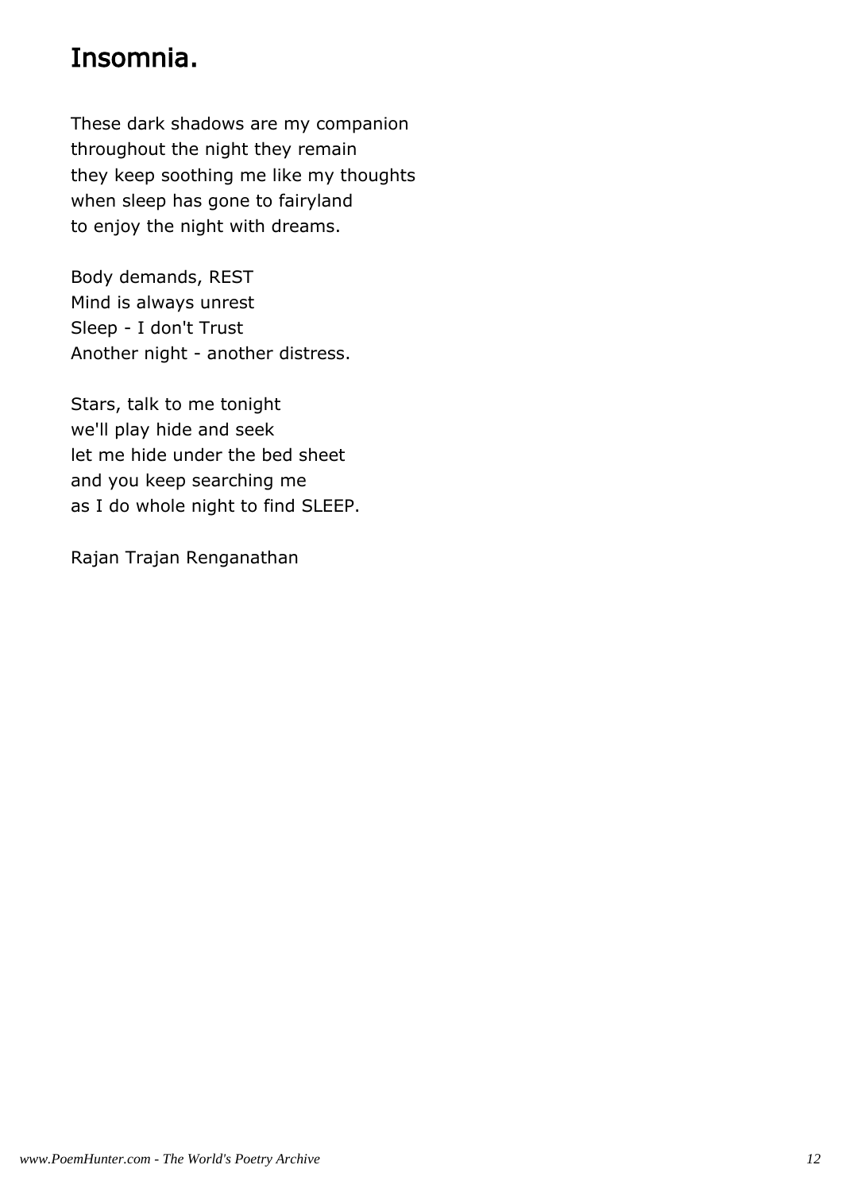# Insomnia.

These dark shadows are my companion
throughout the night they remain
they keep soothing me like my thoughts
when sleep has gone to fairyland
to enjoy the night with dreams.

Body demands, REST
Mind is always unrest
Sleep - I don't Trust
Another night - another distress.

Stars, talk to me tonight
we'll play hide and seek
let me hide under the bed sheet
and you keep searching me
as I do whole night to find SLEEP.

Rajan Trajan Renganathan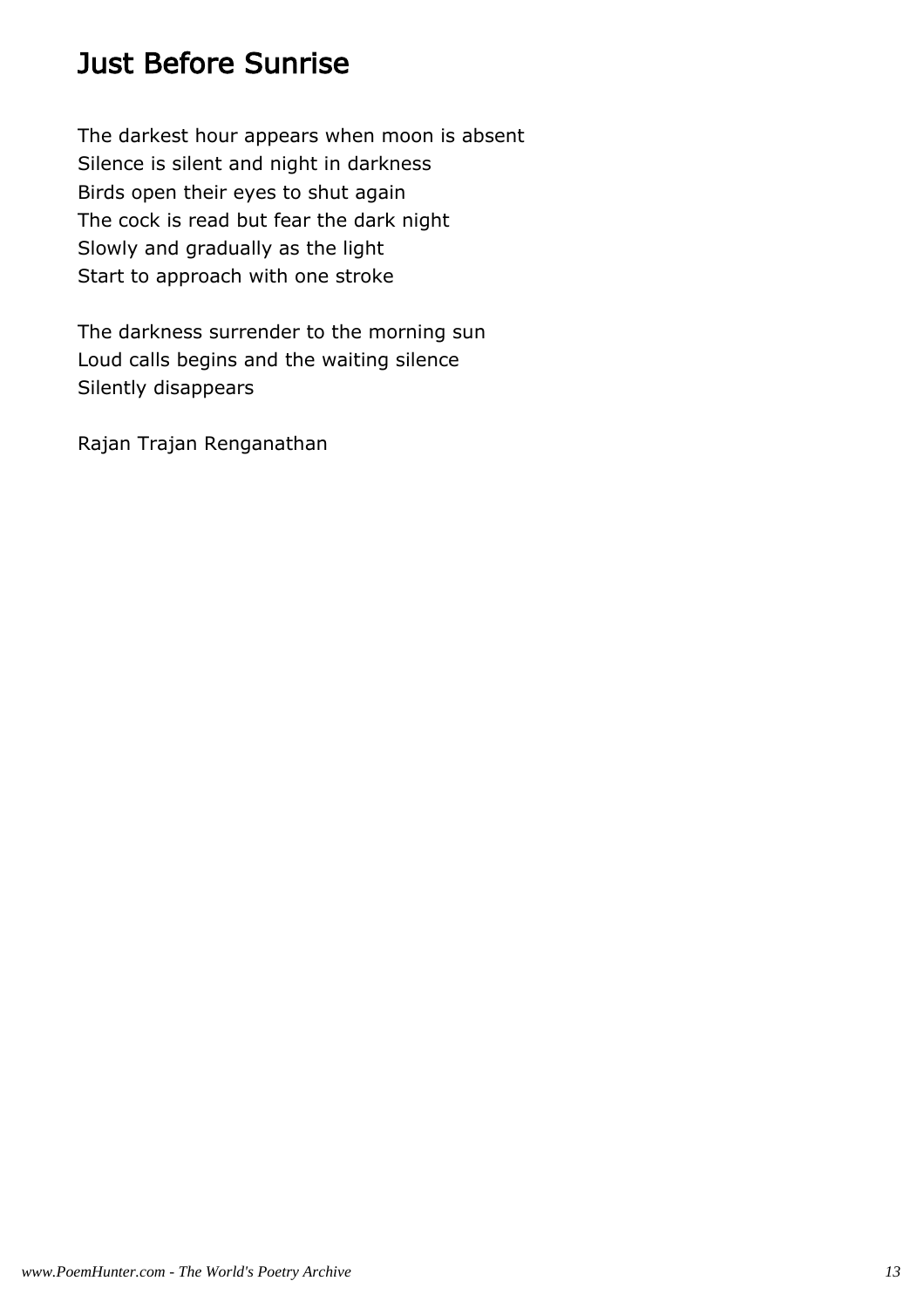## Just Before Sunrise

The darkest hour appears when moon is absent
Silence is silent and night in darkness
Birds open their eyes to shut again
The cock is read but fear the dark night
Slowly and gradually as the light
Start to approach with one stroke

The darkness surrender to the morning sun
Loud calls begins and the waiting silence
Silently disappears

Rajan Trajan Renganathan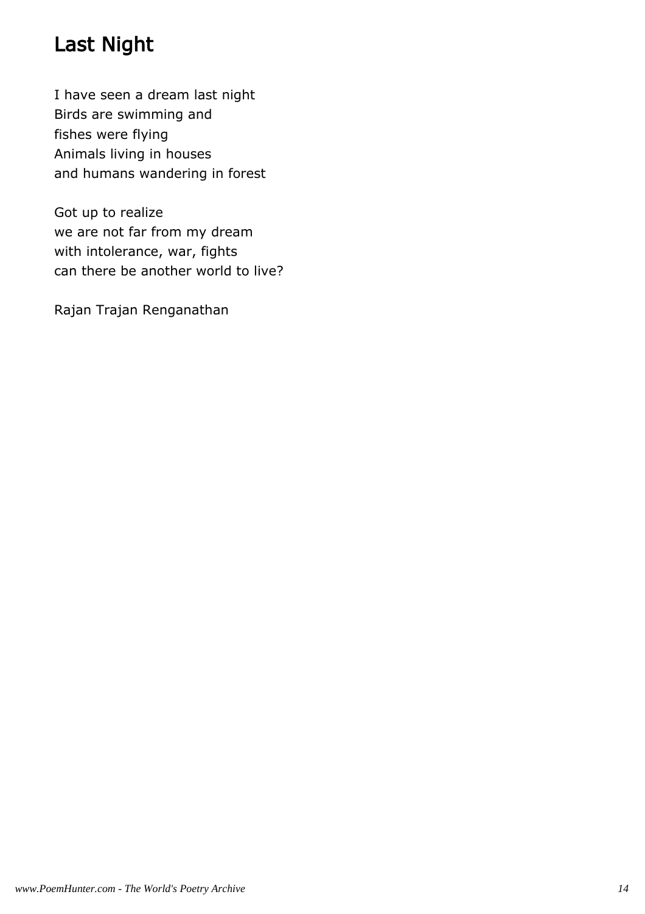## Last Night

I have seen a dream last night  
Birds are swimming and  
fishes were flying  
Animals living in houses  
and humans wandering in forest

Got up to realize  
we are not far from my dream  
with intolerance, war, fights  
can there be another world to live?

Rajan Trajan Renganathan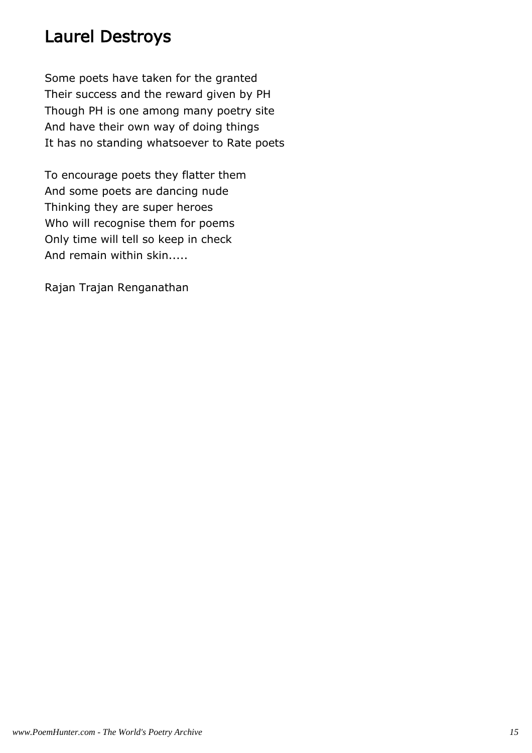## Laurel Destroys

Some poets have taken for the granted
Their success and the reward given by PH
Though PH is one among many poetry site
And have their own way of doing things
It has no standing whatsoever to Rate poets

To encourage poets they flatter them
And some poets are dancing nude
Thinking they are super heroes
Who will recognise them for poems
Only time will tell so keep in check
And remain within skin.....

Rajan Trajan Renganathan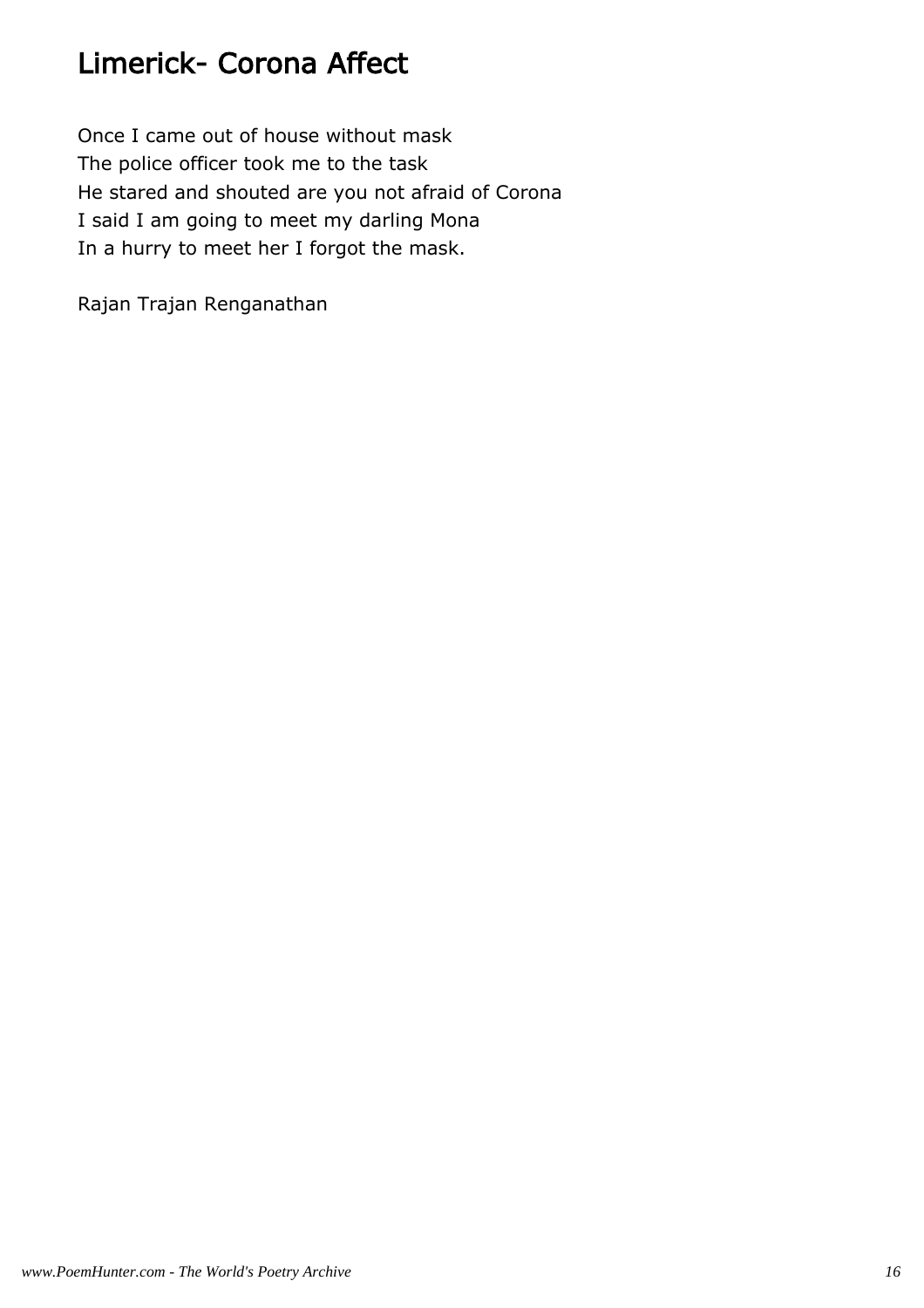# Limerick- Corona Affect

Once I came out of house without mask
The police officer took me to the task
He stared and shouted are you not afraid of Corona
I said I am going to meet my darling Mona
In a hurry to meet her I forgot the mask.

Rajan Trajan Renganathan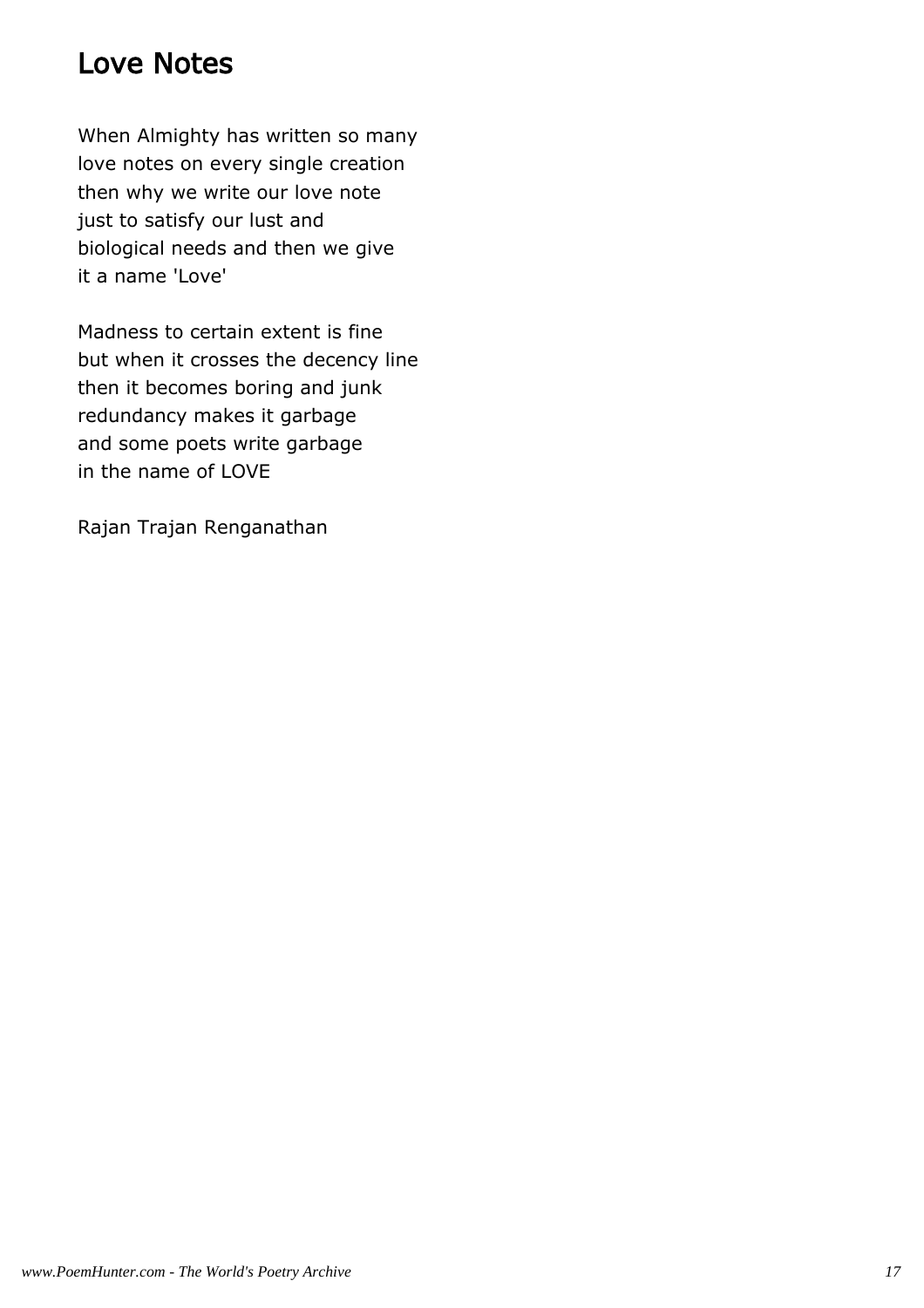# Love Notes

When Almighty has written so many
love notes on every single creation
then why we write our love note
just to satisfy our lust and
biological needs and then we give
it a name 'Love'

Madness to certain extent is fine
but when it crosses the decency line
then it becomes boring and junk
redundancy makes it garbage
and some poets write garbage
in the name of LOVE

Rajan Trajan Renganathan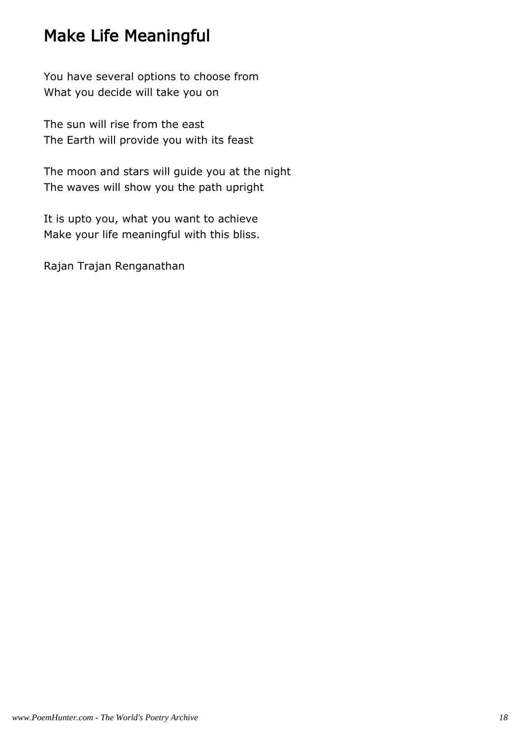# Make Life Meaningful

You have several options to choose from
What you decide will take you on

The sun will rise from the east
The Earth will provide you with its feast

The moon and stars will guide you at the night
The waves will show you the path upright

It is upto you, what you want to achieve
Make your life meaningful with this bliss.

Rajan Trajan Renganathan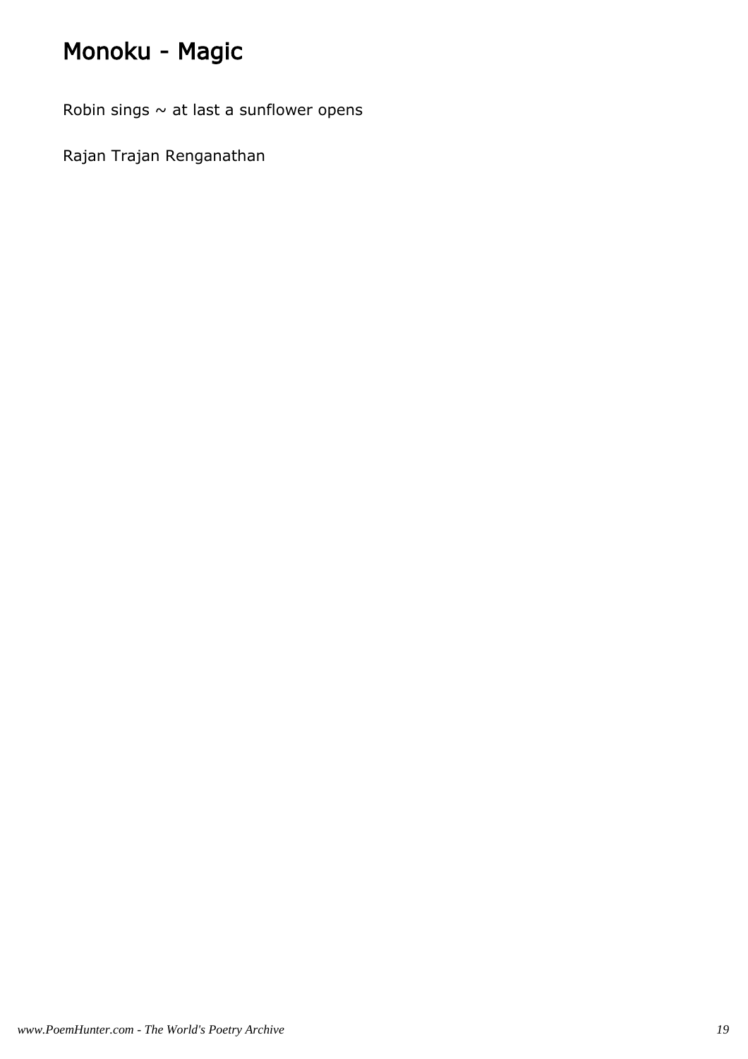# Monoku - Magic

Robin sings ~ at last a sunflower opens

Rajan Trajan Renganathan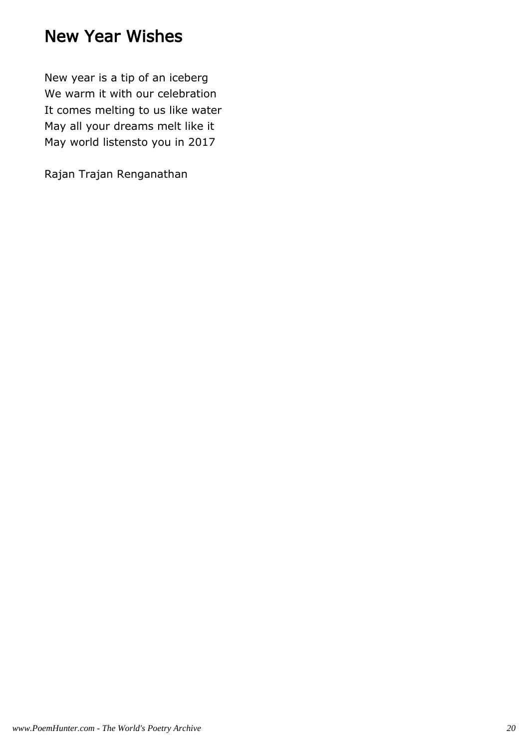## New Year Wishes

New year is a tip of an iceberg  
We warm it with our celebration  
It comes melting to us like water  
May all your dreams melt like it  
May world listensto you in 2017

Rajan Trajan Renganathan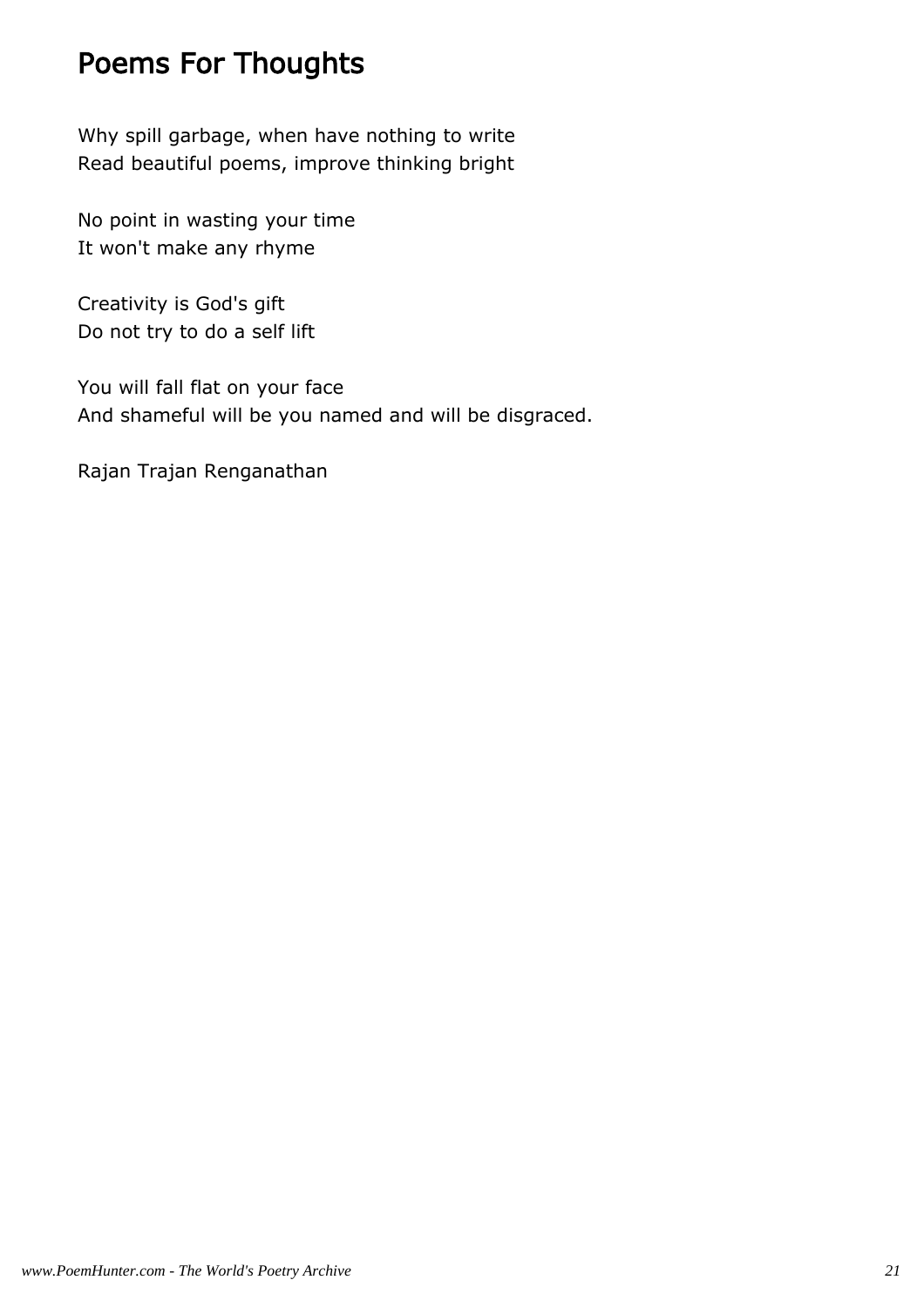## Poems For Thoughts

Why spill garbage, when have nothing to write
Read beautiful poems, improve thinking bright

No point in wasting your time
It won't make any rhyme

Creativity is God's gift
Do not try to do a self lift

You will fall flat on your face
And shameful will be you named and will be disgraced.

Rajan Trajan Renganathan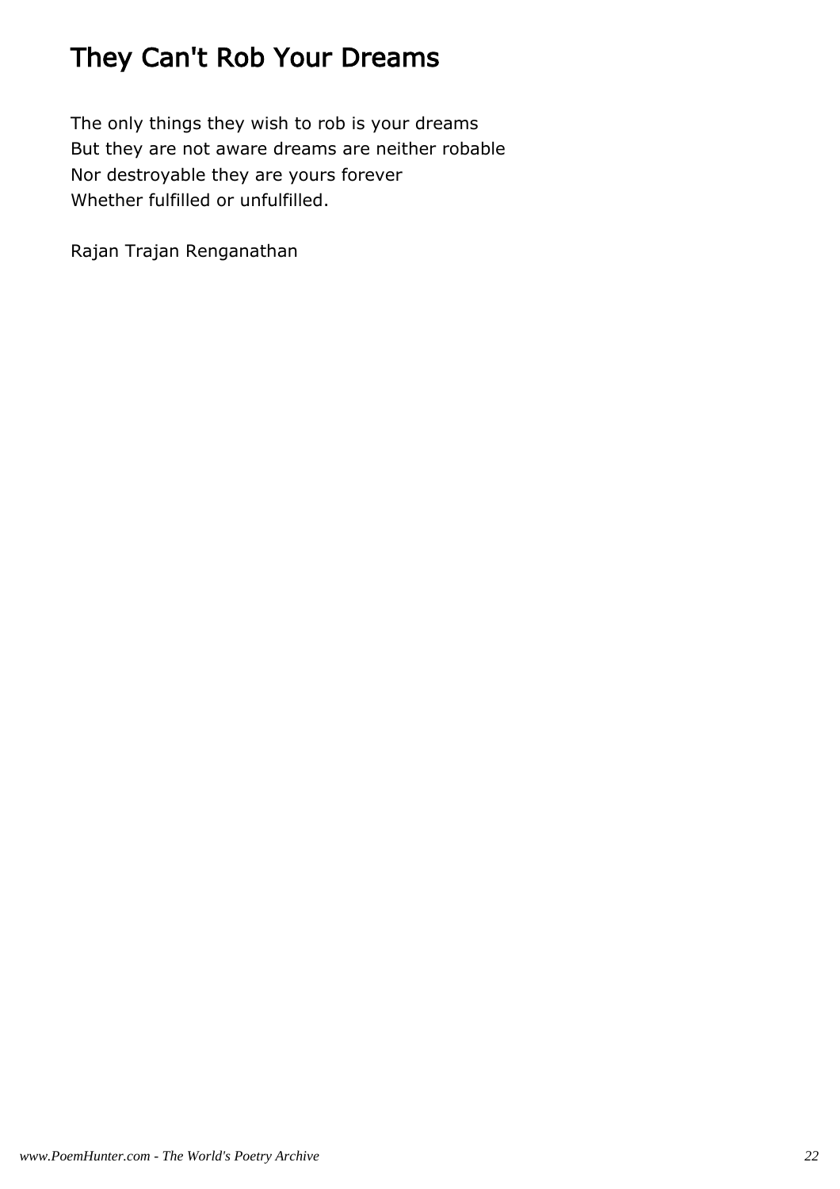# They Can't Rob Your Dreams

The only things they wish to rob is your dreams
But they are not aware dreams are neither robable
Nor destroyable they are yours forever
Whether fulfilled or unfulfilled.

Rajan Trajan Renganathan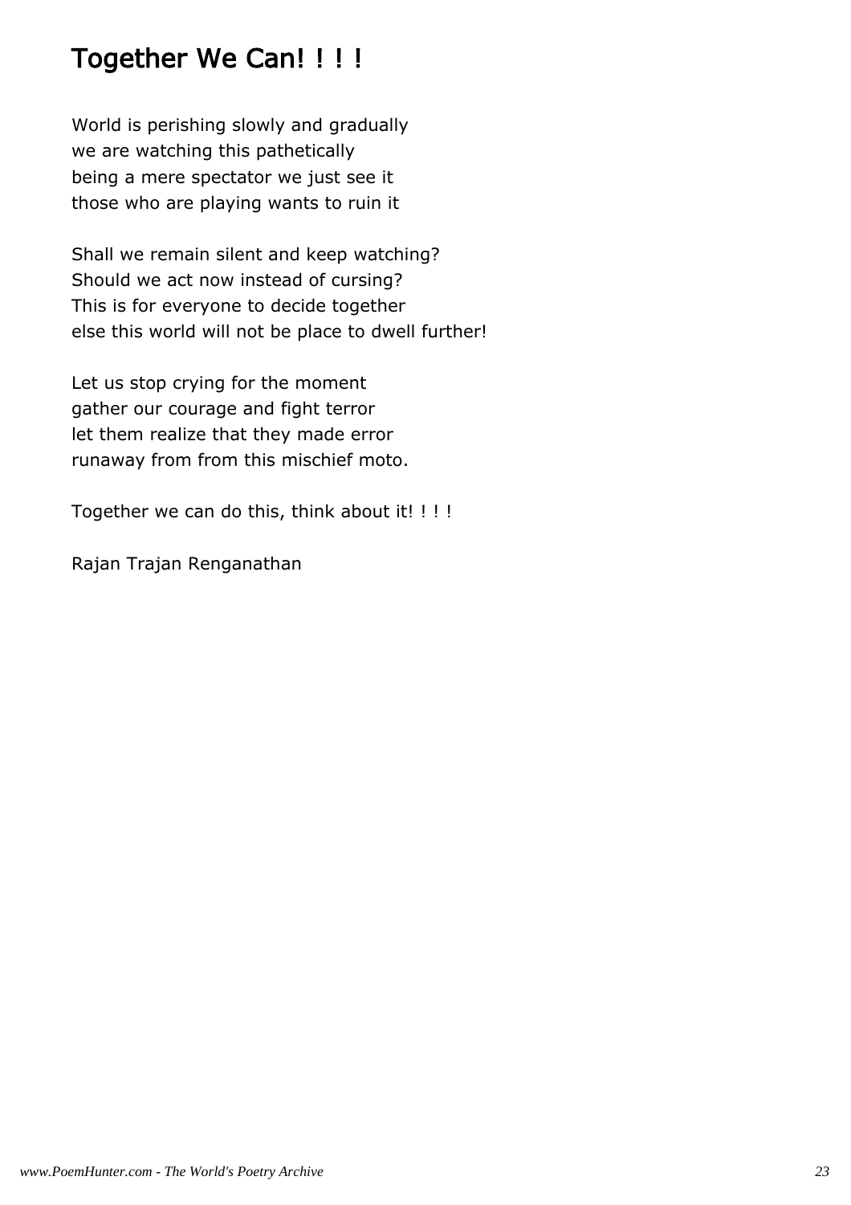# Together We Can! ! ! !

World is perishing slowly and gradually
we are watching this pathetically
being a mere spectator we just see it
those who are playing wants to ruin it

Shall we remain silent and keep watching?
Should we act now instead of cursing?
This is for everyone to decide together
else this world will not be place to dwell further!

Let us stop crying for the moment
gather our courage and fight terror
let them realize that they made error
runaway from from this mischief moto.

Together we can do this, think about it! ! ! !

Rajan Trajan Renganathan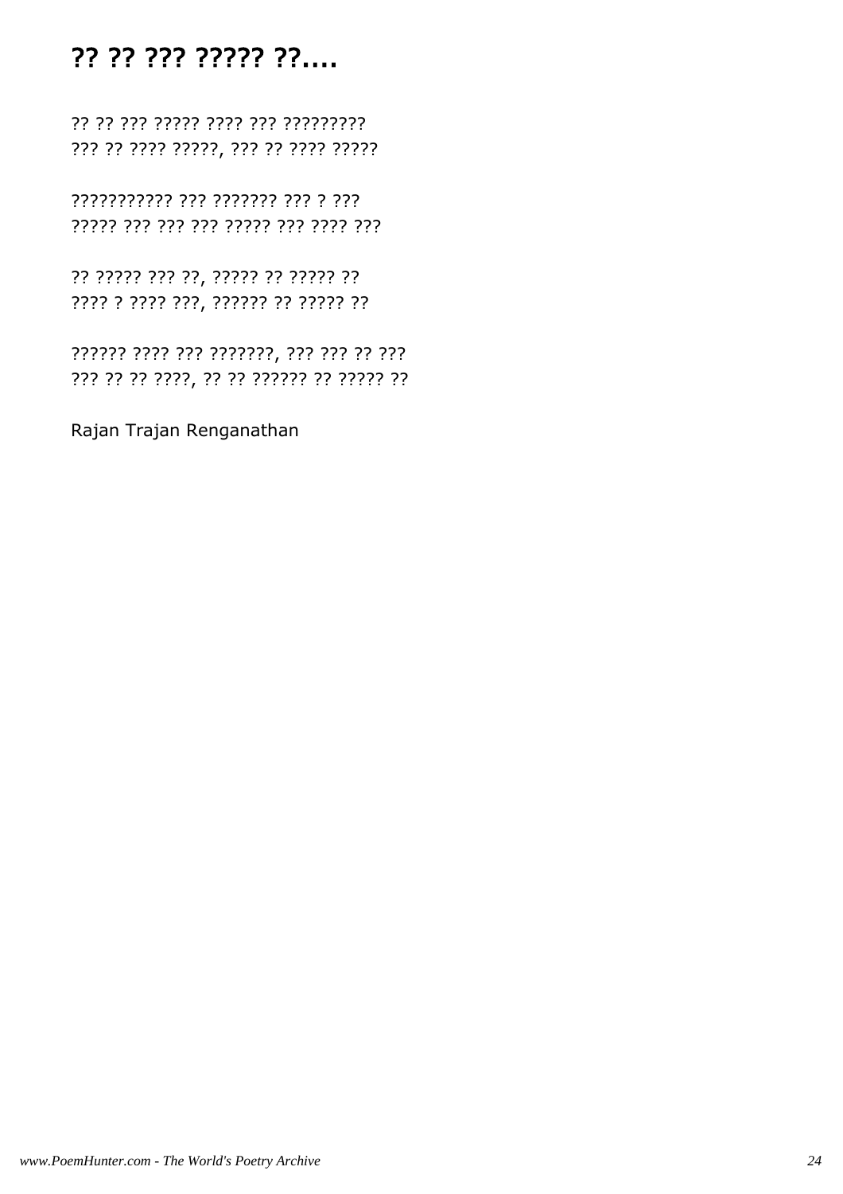# ?? ?? ??? ????? ??....

?? ?? ??? ????? ???? ??? ?????????
??? ?? ???? ?????, ??? ?? ???? ?????

??????????? ??? ??????? ??? ? ???
????? ??? ??? ??? ????? ??? ???? ???

?? ????? ??? ??, ????? ?? ????? ??
???? ? ???? ???, ?????? ?? ????? ??

?????? ???? ??? ???????, ??? ??? ?? ???
??? ?? ?? ????, ?? ?? ?????? ?? ????? ??

Rajan Trajan Renganathan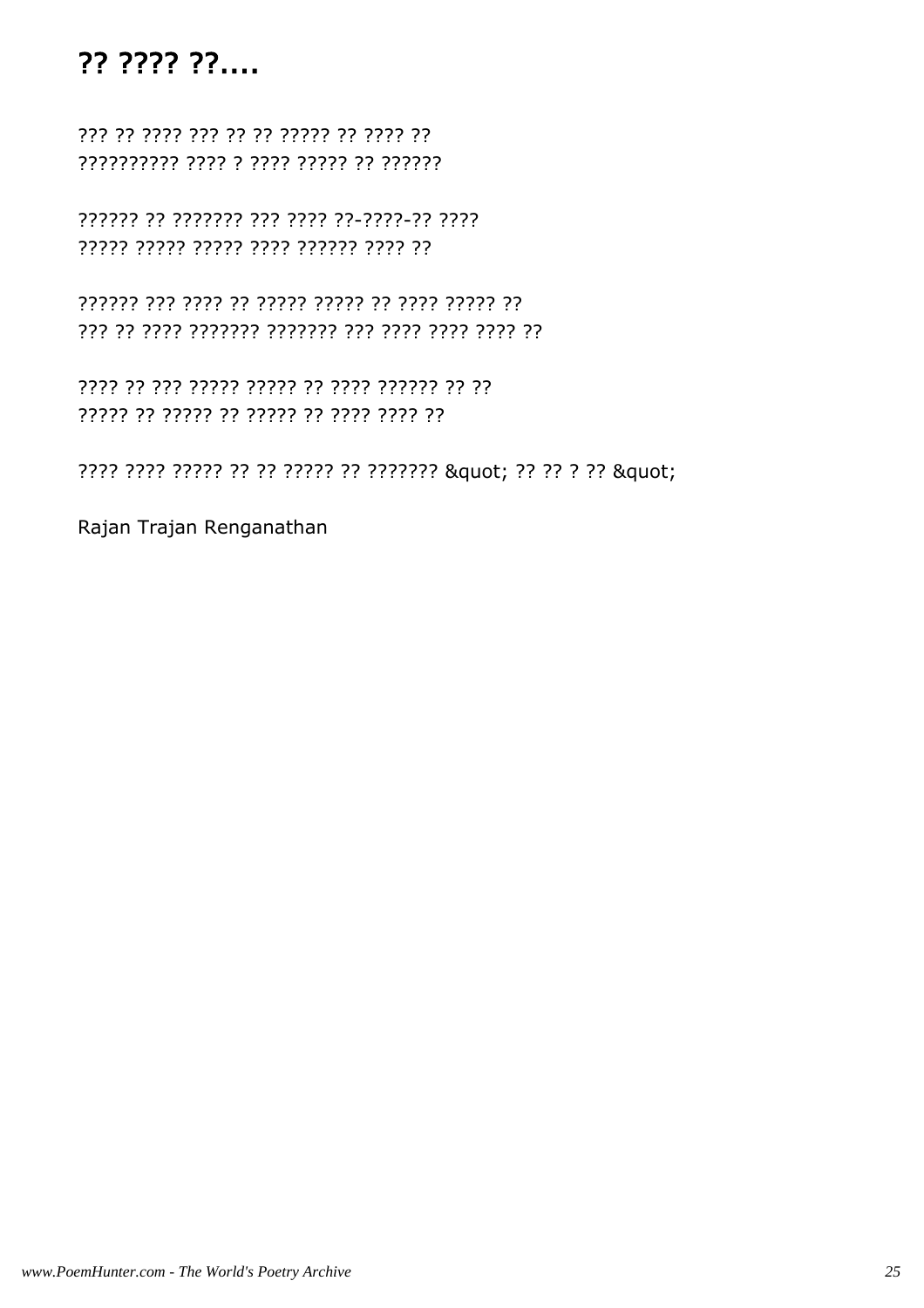# ?? ???? ??....

??? ?? ???? ??? ?? ?? ????? ?? ???? ??
?????????? ???? ? ???? ????? ?? ??????

?????? ?? ??????? ??? ???? ??-????-?? ????
????? ????? ????? ???? ?????? ???? ??

?????? ??? ???? ?? ????? ????? ?? ???? ????? ??
??? ?? ???? ??????? ??????? ??? ???? ???? ???? ??

???? ?? ??? ????? ????? ?? ???? ?????? ?? ??
????? ?? ????? ?? ????? ?? ???? ???? ??

???? ???? ????? ?? ?? ????? ?? ??????? &quot; ?? ?? ? ?? &quot;

Rajan Trajan Renganathan